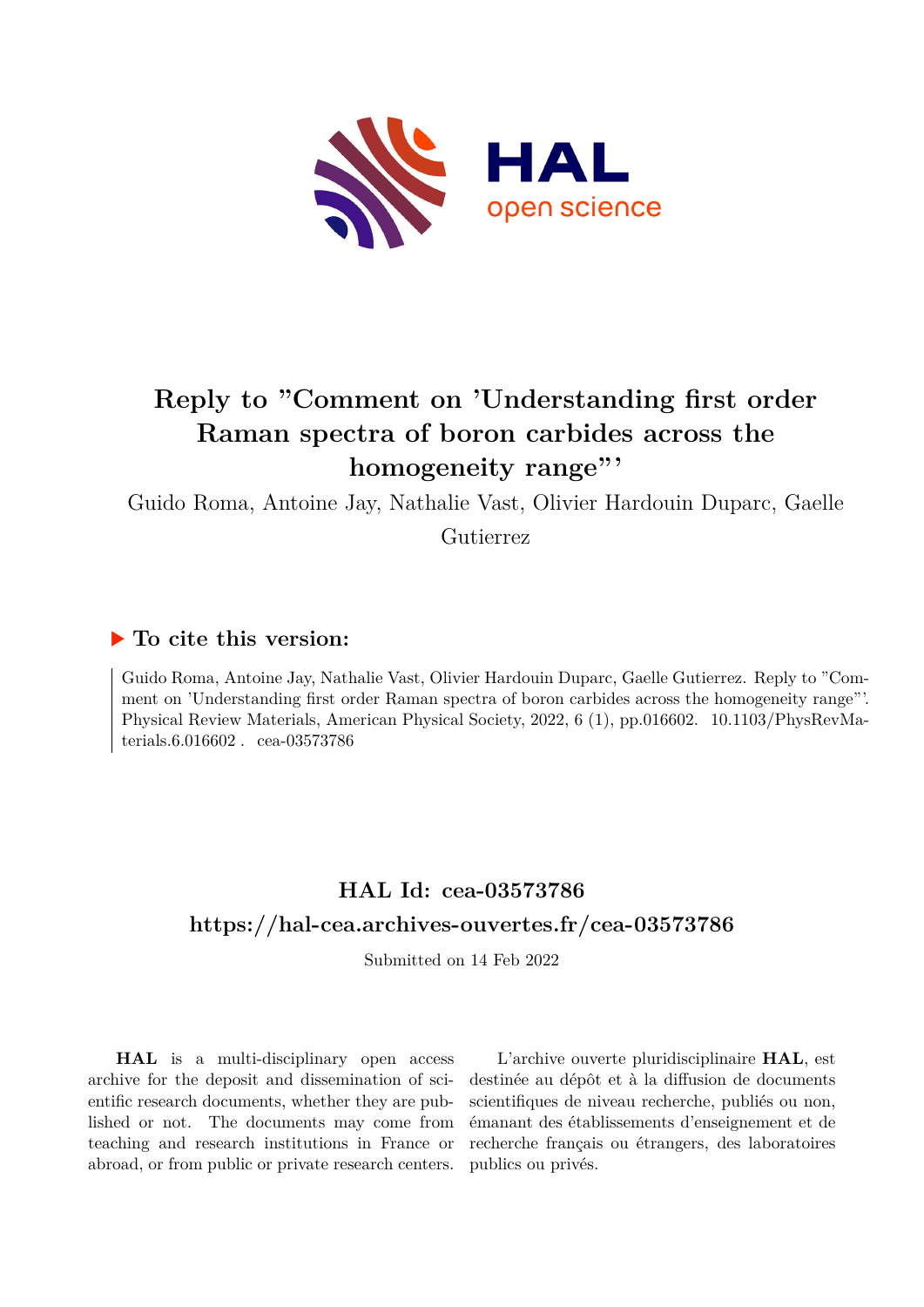# Reply to "Comment on 'Understanding first order Raman spectra of boron carbides across the homogeneity range"'

Guido Roma, Antoine Jay, Nathalie Vast, Olivier Hardouin Duparc, Gaelle Gutierrez

## ▶ To cite this version:

Guido Roma, Antoine Jay, Nathalie Vast, Olivier Hardouin Duparc, Gaelle Gutierrez. Reply to "Comment on 'Understanding first order Raman spectra of boron carbides across the homogeneity range"'. Physical Review Materials, American Physical Society, 2022, 6 (1), pp.016602. 10.1103/PhysRevMaterials.6.016602 . cea-03573786

## HAL Id: cea-03573786

## https://hal-cea.archives-ouvertes.fr/cea-03573786

Submitted on 14 Feb 2022

**HAL** is a multi-disciplinary open access archive for the deposit and dissemination of scientific research documents, whether they are published or not. The documents may come from teaching and research institutions in France or abroad, or from public or private research centers.

L'archive ouverte pluridisciplinaire **HAL**, est destinée au dépôt et à la diffusion de documents scientifiques de niveau recherche, publiés ou non, émanant des établissements d'enseignement et de recherche français ou étrangers, des laboratoires publics ou privés.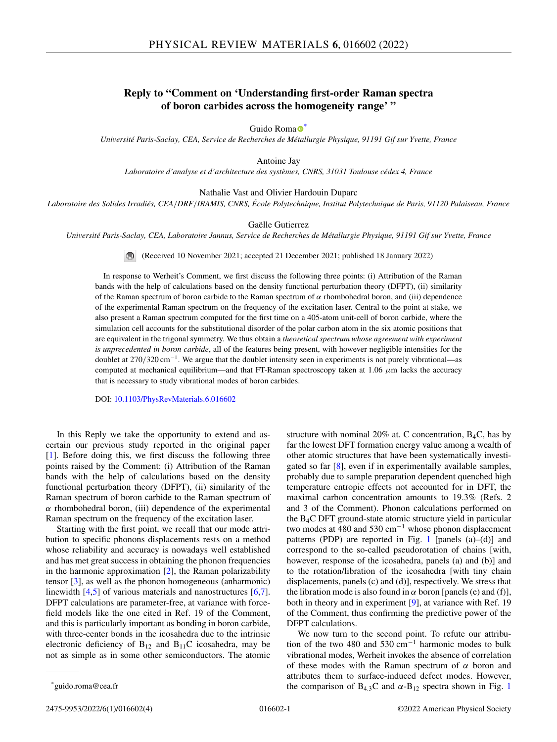# Reply to "Comment on 'Understanding first-order Raman spectra of boron carbides across the homogeneity range' "

Guido Roma [*]

*Université Paris-Saclay, CEA, Service de Recherches de Métallurgie Physique, 91191 Gif sur Yvette, France*

Antoine Jay

*Laboratoire d'analyse et d'architecture des systèmes, CNRS, 31031 Toulouse cédex 4, France*

Nathalie Vast and Olivier Hardouin Duparc

*Laboratoire des Solides Irradiés, CEA/DRF/IRAMIS, CNRS, École Polytechnique, Institut Polytechnique de Paris, 91120 Palaiseau, France*

Gaëlle Gutierrez

*Université Paris-Saclay, CEA, Laboratoire Jannus, Service de Recherches de Métallurgie Physique, 91191 Gif sur Yvette, France*

(Received 10 November 2021; accepted 21 December 2021; published 18 January 2022)

In response to Werheit's Comment, we first discuss the following three points: (i) Attribution of the Raman bands with the help of calculations based on the density functional perturbation theory (DFPT), (ii) similarity of the Raman spectrum of boron carbide to the Raman spectrum of $\alpha$ rhombohedral boron, and (iii) dependence of the experimental Raman spectrum on the frequency of the excitation laser. Central to the point at stake, we also present a Raman spectrum computed for the first time on a 405-atom unit-cell of boron carbide, where the simulation cell accounts for the substitutional disorder of the polar carbon atom in the six atomic positions that are equivalent in the trigonal symmetry. We thus obtain a *theoretical spectrum whose agreement with experiment is unprecedented in boron carbide*, all of the features being present, with however negligible intensities for the doublet at 270/320 $\text{cm}^{-1}$. We argue that the doublet intensity seen in experiments is not purely vibrational—as computed at mechanical equilibrium—and that FT-Raman spectroscopy taken at 1.06 $\mu$m lacks the accuracy that is necessary to study vibrational modes of boron carbides.

DOI: 10.1103/PhysRevMaterials.6.016602

In this Reply we take the opportunity to extend and ascertain our previous study reported in the original paper [1]. Before doing this, we first discuss the following three points raised by the Comment: (i) Attribution of the Raman bands with the help of calculations based on the density functional perturbation theory (DFPT), (ii) similarity of the Raman spectrum of boron carbide to the Raman spectrum of $\alpha$ rhombohedral boron, (iii) dependence of the experimental Raman spectrum on the frequency of the excitation laser.

Starting with the first point, we recall that our mode attribution to specific phonons displacements rests on a method whose reliability and accuracy is nowadays well established and has met great success in obtaining the phonon frequencies in the harmonic approximation [2], the Raman polarizability tensor [3], as well as the phonon homogeneous (anharmonic) linewidth [4,5] of various materials and nanostructures [6,7]. DFPT calculations are parameter-free, at variance with force-field models like the one cited in Ref. 19 of the Comment, and this is particularly important as bonding in boron carbide, with three-center bonds in the icosahedra due to the intrinsic electronic deficiency of $B_{12}$ and $B_{11}C$ icosahedra, may be not as simple as in some other semiconductors. The atomic structure with nominal 20% at. C concentration, $B_4C$, has by far the lowest DFT formation energy value among a wealth of other atomic structures that have been systematically investigated so far [8], even if in experimentally available samples, probably due to sample preparation dependent quenched high temperature entropic effects not accounted for in DFT, the maximal carbon concentration amounts to 19.3% (Refs. 2 and 3 of the Comment). Phonon calculations performed on the $B_4C$ DFT ground-state atomic structure yield in particular two modes at 480 and 530 $\text{cm}^{-1}$ whose phonon displacement patterns (PDP) are reported in Fig. 1 [panels (a)–(d)] and correspond to the so-called pseudorotation of chains [with, however, response of the icosahedra, panels (a) and (b)] and to the rotation/libration of the icosahedra [with tiny chain displacements, panels (c) and (d)], respectively. We stress that the libration mode is also found in $\alpha$ boron [panels (e) and (f)], both in theory and in experiment [9], at variance with Ref. 19 of the Comment, thus confirming the predictive power of the DFPT calculations.

We now turn to the second point. To refute our attribution of the two 480 and 530 $\text{cm}^{-1}$ harmonic modes to bulk vibrational modes, Werheit invokes the absence of correlation of these modes with the Raman spectrum of $\alpha$ boron and attributes them to surface-induced defect modes. However, the comparison of $B_{4.3}C$ and $\alpha$-$B_{12}$ spectra shown in Fig. 1

[*] guido.roma@cea.fr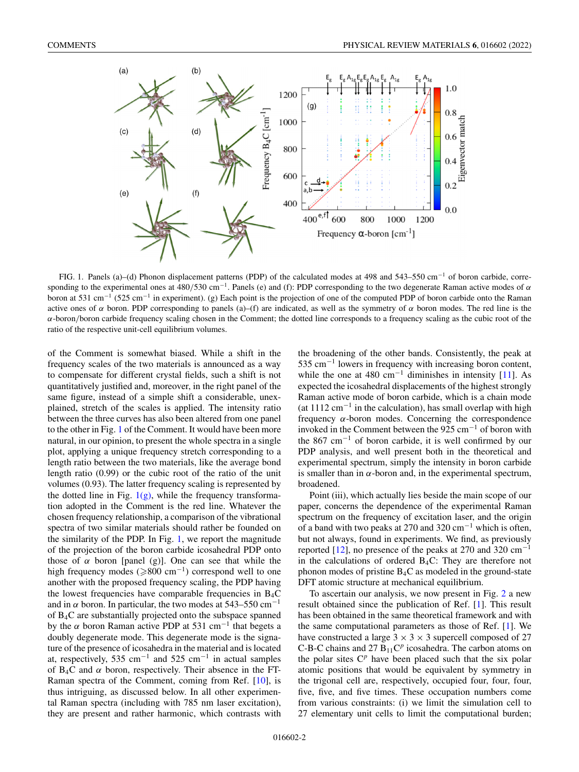FIG. 1. Panels (a)–(d) Phonon displacement patterns (PDP) of the calculated modes at 498 and 543–550 $cm^{-1}$ of boron carbide, corresponding to the experimental ones at 480/530 $cm^{-1}$. Panels (e) and (f): PDP corresponding to the two degenerate Raman active modes of $\alpha$ boron at 531 $cm^{-1}$ (525 $cm^{-1}$ in experiment). (g) Each point is the projection of one of the computed PDP of boron carbide onto the Raman active ones of $\alpha$ boron. PDP corresponding to panels (a)–(f) are indicated, as well as the symmetry of $\alpha$ boron modes. The red line is the $\alpha$-boron/boron carbide frequency scaling chosen in the Comment; the dotted line corresponds to a frequency scaling as the cubic root of the ratio of the respective unit-cell equilibrium volumes.

of the Comment is somewhat biased. While a shift in the frequency scales of the two materials is announced as a way to compensate for different crystal fields, such a shift is not quantitatively justified and, moreover, in the right panel of the same figure, instead of a simple shift a considerable, unexplained, stretch of the scales is applied. The intensity ratio between the three curves has also been altered from one panel to the other in Fig. 1 of the Comment. It would have been more natural, in our opinion, to present the whole spectra in a single plot, applying a unique frequency stretch corresponding to a length ratio between the two materials, like the average bond length ratio (0.99) or the cubic root of the ratio of the unit volumes (0.93). The latter frequency scaling is represented by the dotted line in Fig. 1(g), while the frequency transformation adopted in the Comment is the red line. Whatever the chosen frequency relationship, a comparison of the vibrational spectra of two similar materials should rather be founded on the similarity of the PDP. In Fig. 1, we report the magnitude of the projection of the boron carbide icosahedral PDP onto those of $\alpha$ boron [panel (g)]. One can see that while the high frequency modes ($\geqslant$800 $cm^{-1}$) correspond well to one another with the proposed frequency scaling, the PDP having the lowest frequencies have comparable frequencies in $B_4C$ and in $\alpha$ boron. In particular, the two modes at 543–550 $cm^{-1}$ of $B_4C$ are substantially projected onto the subspace spanned by the $\alpha$ boron Raman active PDP at 531 $cm^{-1}$ that begets a doubly degenerate mode. This degenerate mode is the signature of the presence of icosahedra in the material and is located at, respectively, 535 $cm^{-1}$ and 525 $cm^{-1}$ in actual samples of $B_4C$ and $\alpha$ boron. Their absence in the FT-Raman spectra of the Comment, coming from Ref. [10], is thus intriguing, as discussed below. In all other experimental Raman spectra (including with 785 nm laser excitation), they are present and rather harmonic, which contrasts with the broadening of the other bands. Consistently, the peak at 535 $cm^{-1}$ lowers in frequency with increasing boron content, while the one at 480 $cm^{-1}$ diminishes in intensity [11]. As expected the icosahedral displacements of the highest strongly Raman active mode of boron carbide, which is a chain mode (at 1112 $cm^{-1}$ in the calculation), has small overlap with high frequency $\alpha$-boron modes. Concerning the correspondence invoked in the Comment between the 925 $cm^{-1}$ of boron with the 867 $cm^{-1}$ of boron carbide, it is well confirmed by our PDP analysis, and well present both in the theoretical and experimental spectrum, simply the intensity in boron carbide is smaller than in $\alpha$-boron and, in the experimental spectrum, broadened.

Point (iii), which actually lies beside the main scope of our paper, concerns the dependence of the experimental Raman spectrum on the frequency of excitation laser, and the origin of a band with two peaks at 270 and 320 $cm^{-1}$ which is often, but not always, found in experiments. We find, as previously reported [12], no presence of the peaks at 270 and 320 $cm^{-1}$ in the calculations of ordered $B_4C$: They are therefore not phonon modes of pristine $B_4C$ as modeled in the ground-state DFT atomic structure at mechanical equilibrium.

To ascertain our analysis, we now present in Fig. 2 a new result obtained since the publication of Ref. [1]. This result has been obtained in the same theoretical framework and with the same computational parameters as those of Ref. [1]. We have constructed a large $3 \times 3 \times 3$ supercell composed of 27 C-B-C chains and 27 $B_{11}C^p$ icosahedra. The carbon atoms on the polar sites $C^p$ have been placed such that the six polar atomic positions that would be equivalent by symmetry in the trigonal cell are, respectively, occupied four, four, four, five, five, and five times. These occupation numbers come from various constraints: (i) we limit the simulation cell to 27 elementary unit cells to limit the computational burden;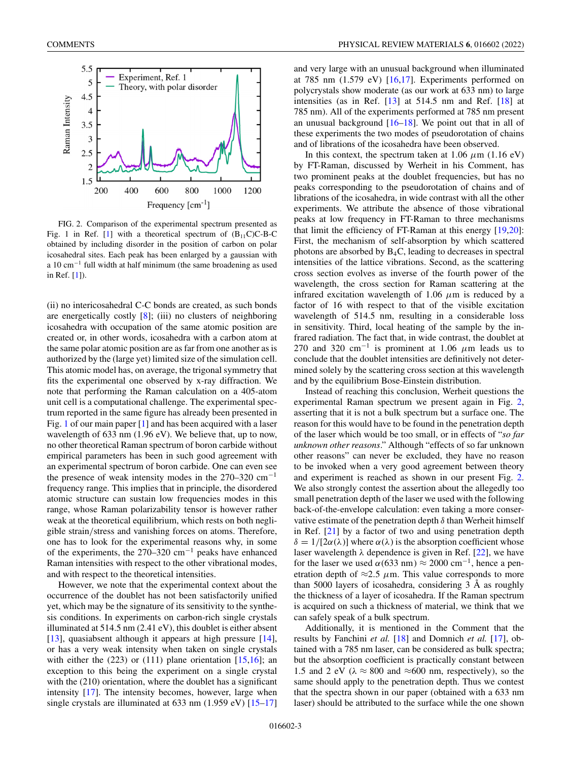FIG. 2. Comparison of the experimental spectrum presented as Fig. 1 in Ref. [1] with a theoretical spectrum of $(B_{11}C)C$-B-C obtained by including disorder in the position of carbon on polar icosahedral sites. Each peak has been enlarged by a gaussian with a 10 $cm^{-1}$ full width at half minimum (the same broadening as used in Ref. [1]).

(ii) no intericosahedral C-C bonds are created, as such bonds are energetically costly [8]; (iii) no clusters of neighboring icosahedra with occupation of the same atomic position are created or, in other words, icosahedra with a carbon atom at the same polar atomic position are as far from one another as is authorized by the (large yet) limited size of the simulation cell. This atomic model has, on average, the trigonal symmetry that fits the experimental one observed by x-ray diffraction. We note that performing the Raman calculation on a 405-atom unit cell is a computational challenge. The experimental spectrum reported in the same figure has already been presented in Fig. 1 of our main paper [1] and has been acquired with a laser wavelength of 633 nm (1.96 eV). We believe that, up to now, no other theoretical Raman spectrum of boron carbide without empirical parameters has been in such good agreement with an experimental spectrum of boron carbide. One can even see the presence of weak intensity modes in the 270–320 $cm^{-1}$ frequency range. This implies that in principle, the disordered atomic structure can sustain low frequencies modes in this range, whose Raman polarizability tensor is however rather weak at the theoretical equilibrium, which rests on both negligible strain/stress and vanishing forces on atoms. Therefore, one has to look for the experimental reasons why, in some of the experiments, the 270–320 $cm^{-1}$ peaks have enhanced Raman intensities with respect to the other vibrational modes, and with respect to the theoretical intensities.

However, we note that the experimental context about the occurrence of the doublet has not been satisfactorily unified yet, which may be the signature of its sensitivity to the synthesis conditions. In experiments on carbon-rich single crystals illuminated at 514.5 nm (2.41 eV), this doublet is either absent [13], quasiabsent although it appears at high pressure [14], or has a very weak intensity when taken on single crystals with either the (223) or (111) plane orientation [15,16]; an exception to this being the experiment on a single crystal with the (210) orientation, where the doublet has a significant intensity [17]. The intensity becomes, however, large when single crystals are illuminated at 633 nm (1.959 eV) [15–17] and very large with an unusual background when illuminated at 785 nm (1.579 eV) [16,17]. Experiments performed on polycrystals show moderate (as our work at 633 nm) to large intensities (as in Ref. [13] at 514.5 nm and Ref. [18] at 785 nm). All of the experiments performed at 785 nm present an unusual background [16–18]. We point out that in all of these experiments the two modes of pseudorotation of chains and of librations of the icosahedra have been observed.

In this context, the spectrum taken at 1.06 $\mu$m (1.16 eV) by FT-Raman, discussed by Werheit in his Comment, has two prominent peaks at the doublet frequencies, but has no peaks corresponding to the pseudorotation of chains and of librations of the icosahedra, in wide contrast with all the other experiments. We attribute the absence of those vibrational peaks at low frequency in FT-Raman to three mechanisms that limit the efficiency of FT-Raman at this energy [19,20]: First, the mechanism of self-absorption by which scattered photons are absorbed by $B_4C$, leading to decreases in spectral intensities of the lattice vibrations. Second, as the scattering cross section evolves as inverse of the fourth power of the wavelength, the cross section for Raman scattering at the infrared excitation wavelength of 1.06 $\mu$m is reduced by a factor of 16 with respect to that of the visible excitation wavelength of 514.5 nm, resulting in a considerable loss in sensitivity. Third, local heating of the sample by the infrared radiation. The fact that, in wide contrast, the doublet at 270 and 320 $cm^{-1}$ is prominent at 1.06 $\mu$m leads us to conclude that the doublet intensities are definitively not determined solely by the scattering cross section at this wavelength and by the equilibrium Bose-Einstein distribution.

Instead of reaching this conclusion, Werheit questions the experimental Raman spectrum we present again in Fig. 2, asserting that it is not a bulk spectrum but a surface one. The reason for this would have to be found in the penetration depth of the laser which would be too small, or in effects of "*so far unknown other reasons*." Although "effects of so far unknown other reasons" can never be excluded, they have no reason to be invoked when a very good agreement between theory and experiment is reached as shown in our present Fig. 2. We also strongly contest the assertion about the allegedly too small penetration depth of the laser we used with the following back-of-the-envelope calculation: even taking a more conservative estimate of the penetration depth $\delta$ than Werheit himself in Ref. [21] by a factor of two and using penetration depth $\delta = 1/[2\alpha(\lambda)]$ where $\alpha(\lambda)$ is the absorption coefficient whose laser wavelength $\lambda$ dependence is given in Ref. [22], we have for the laser we used $\alpha(633\text{ nm}) \approx 2000\ cm^{-1}$, hence a penetration depth of $\approx$2.5 $\mu$m. This value corresponds to more than 5000 layers of icosahedra, considering 3 Å as roughly the thickness of a layer of icosahedra. If the Raman spectrum is acquired on such a thickness of material, we think that we can safely speak of a bulk spectrum.

Additionally, it is mentioned in the Comment that the results by Fanchini *et al.* [18] and Domnich *et al.* [17], obtained with a 785 nm laser, can be considered as bulk spectra; but the absorption coefficient is practically constant between 1.5 and 2 eV ($\lambda \approx 800$ and $\approx$600 nm, respectively), so the same should apply to the penetration depth. Thus we contest that the spectra shown in our paper (obtained with a 633 nm laser) should be attributed to the surface while the one shown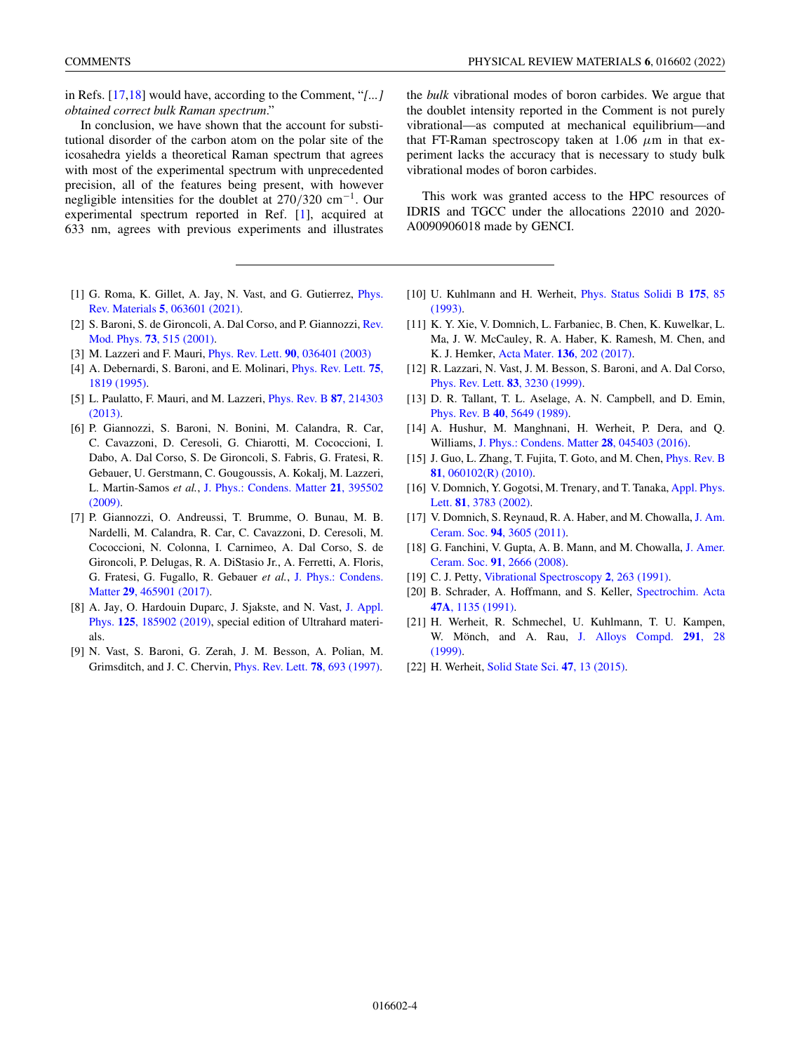in Refs. [17,18] would have, according to the Comment, "*[...] obtained correct bulk Raman spectrum*."

In conclusion, we have shown that the account for substitutional disorder of the carbon atom on the polar site of the icosahedra yields a theoretical Raman spectrum that agrees with most of the experimental spectrum with unprecedented precision, all of the features being present, with however negligible intensities for the doublet at 270/320 $cm^{-1}$. Our experimental spectrum reported in Ref. [1], acquired at 633 nm, agrees with previous experiments and illustrates the *bulk* vibrational modes of boron carbides. We argue that the doublet intensity reported in the Comment is not purely vibrational—as computed at mechanical equilibrium—and that FT-Raman spectroscopy taken at 1.06 $\mu$m in that experiment lacks the accuracy that is necessary to study bulk vibrational modes of boron carbides.

This work was granted access to the HPC resources of IDRIS and TGCC under the allocations 22010 and 2020-A0090906018 made by GENCI.

---

[1] G. Roma, K. Gillet, A. Jay, N. Vast, and G. Gutierrez, Phys. Rev. Materials **5**, 063601 (2021).

[2] S. Baroni, S. de Gironcoli, A. Dal Corso, and P. Giannozzi, Rev. Mod. Phys. **73**, 515 (2001).

[3] M. Lazzeri and F. Mauri, Phys. Rev. Lett. **90**, 036401 (2003)

[4] A. Debernardi, S. Baroni, and E. Molinari, Phys. Rev. Lett. **75**, 1819 (1995).

[5] L. Paulatto, F. Mauri, and M. Lazzeri, Phys. Rev. B **87**, 214303 (2013).

[6] P. Giannozzi, S. Baroni, N. Bonini, M. Calandra, R. Car, C. Cavazzoni, D. Ceresoli, G. Chiarotti, M. Cococcioni, I. Dabo, A. Dal Corso, S. De Gironcoli, S. Fabris, G. Fratesi, R. Gebauer, U. Gerstmann, C. Gougoussis, A. Kokalj, M. Lazzeri, L. Martin-Samos *et al.*, J. Phys.: Condens. Matter **21**, 395502 (2009).

[7] P. Giannozzi, O. Andreussi, T. Brumme, O. Bunau, M. B. Nardelli, M. Calandra, R. Car, C. Cavazzoni, D. Ceresoli, M. Cococcioni, N. Colonna, I. Carnimeo, A. Dal Corso, S. de Gironcoli, P. Delugas, R. A. DiStasio Jr., A. Ferretti, A. Floris, G. Fratesi, G. Fugallo, R. Gebauer *et al.*, J. Phys.: Condens. Matter **29**, 465901 (2017).

[8] A. Jay, O. Hardouin Duparc, J. Sjakste, and N. Vast, J. Appl. Phys. **125**, 185902 (2019), special edition of Ultrahard materials.

[9] N. Vast, S. Baroni, G. Zerah, J. M. Besson, A. Polian, M. Grimsditch, and J. C. Chervin, Phys. Rev. Lett. **78**, 693 (1997).

[10] U. Kuhlmann and H. Werheit, Phys. Status Solidi B **175**, 85 (1993).

[11] K. Y. Xie, V. Domnich, L. Farbaniec, B. Chen, K. Kuwelkar, L. Ma, J. W. McCauley, R. A. Haber, K. Ramesh, M. Chen, and K. J. Hemker, Acta Mater. **136**, 202 (2017).

[12] R. Lazzari, N. Vast, J. M. Besson, S. Baroni, and A. Dal Corso, Phys. Rev. Lett. **83**, 3230 (1999).

[13] D. R. Tallant, T. L. Aselage, A. N. Campbell, and D. Emin, Phys. Rev. B **40**, 5649 (1989).

[14] A. Hushur, M. Manghnani, H. Werheit, P. Dera, and Q. Williams, J. Phys.: Condens. Matter **28**, 045403 (2016).

[15] J. Guo, L. Zhang, T. Fujita, T. Goto, and M. Chen, Phys. Rev. B **81**, 060102(R) (2010).

[16] V. Domnich, Y. Gogotsi, M. Trenary, and T. Tanaka, Appl. Phys. Lett. **81**, 3783 (2002).

[17] V. Domnich, S. Reynaud, R. A. Haber, and M. Chowalla, J. Am. Ceram. Soc. **94**, 3605 (2011).

[18] G. Fanchini, V. Gupta, A. B. Mann, and M. Chowalla, J. Amer. Ceram. Soc. **91**, 2666 (2008).

[19] C. J. Petty, Vibrational Spectroscopy **2**, 263 (1991).

[20] B. Schrader, A. Hoffmann, and S. Keller, Spectrochim. Acta **47A**, 1135 (1991).

[21] H. Werheit, R. Schmechel, U. Kuhlmann, T. U. Kampen, W. Mönch, and A. Rau, J. Alloys Compd. **291**, 28 (1999).

[22] H. Werheit, Solid State Sci. **47**, 13 (2015).